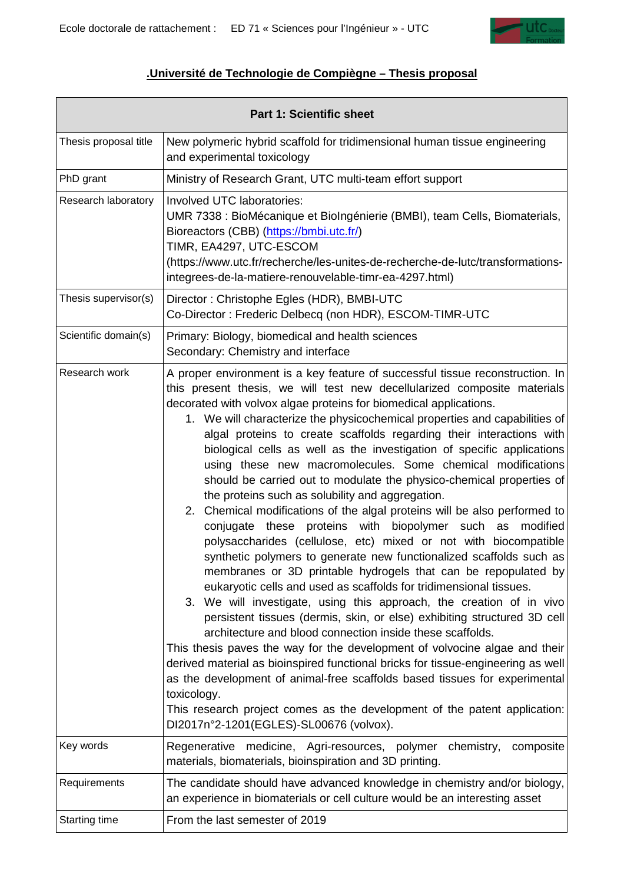Ecole doctorale de rattachement : ED 71 « Sciences pour l'Ingénieur » - UTC

## .Université de Technologie de Compiègne – Thesis proposal

| **Part 1: Scientific sheet** | |
|---|---|
| Thesis proposal title | New polymeric hybrid scaffold for tridimensional human tissue engineering and experimental toxicology |
| PhD grant | Ministry of Research Grant, UTC multi-team effort support |
| Research laboratory | Involved UTC laboratories:<br>UMR 7338 : BioMécanique et BioIngénierie (BMBI), team Cells, Biomaterials, Bioreactors (CBB) (https://bmbi.utc.fr/)<br>TIMR, EA4297, UTC-ESCOM<br>(https://www.utc.fr/recherche/les-unites-de-recherche-de-lutc/transformations-integrees-de-la-matiere-renouvelable-timr-ea-4297.html) |
| Thesis supervisor(s) | Director : Christophe Egles (HDR), BMBI-UTC<br>Co-Director : Frederic Delbecq (non HDR), ESCOM-TIMR-UTC |
| Scientific domain(s) | Primary: Biology, biomedical and health sciences<br>Secondary: Chemistry and interface |
| Research work | A proper environment is a key feature of successful tissue reconstruction. In this present thesis, we will test new decellularized composite materials decorated with volvox algae proteins for biomedical applications.<br>1. We will characterize the physicochemical properties and capabilities of algal proteins to create scaffolds regarding their interactions with biological cells as well as the investigation of specific applications using these new macromolecules. Some chemical modifications should be carried out to modulate the physico-chemical properties of the proteins such as solubility and aggregation.<br>2. Chemical modifications of the algal proteins will be also performed to conjugate these proteins with biopolymer such as modified polysaccharides (cellulose, etc) mixed or not with biocompatible synthetic polymers to generate new functionalized scaffolds such as membranes or 3D printable hydrogels that can be repopulated by eukaryotic cells and used as scaffolds for tridimensional tissues.<br>3. We will investigate, using this approach, the creation of in vivo persistent tissues (dermis, skin, or else) exhibiting structured 3D cell architecture and blood connection inside these scaffolds.<br>This thesis paves the way for the development of volvocine algae and their derived material as bioinspired functional bricks for tissue-engineering as well as the development of animal-free scaffolds based tissues for experimental toxicology.<br>This research project comes as the development of the patent application: DI2017n°2-1201(EGLES)-SL00676 (volvox). |
| Key words | Regenerative medicine, Agri-resources, polymer chemistry, composite materials, biomaterials, bioinspiration and 3D printing. |
| Requirements | The candidate should have advanced knowledge in chemistry and/or biology, an experience in biomaterials or cell culture would be an interesting asset |
| Starting time | From the last semester of 2019 |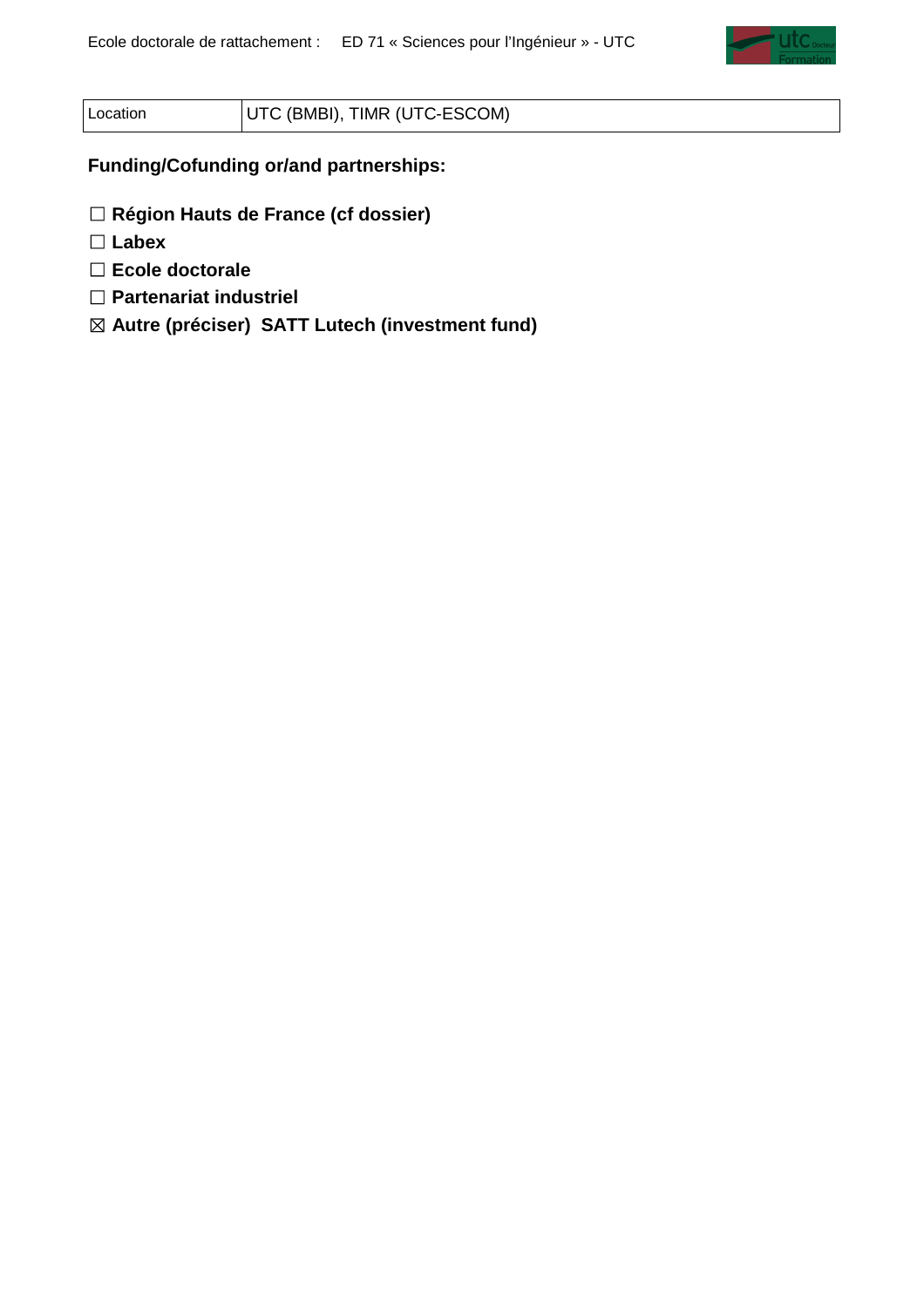| Location | UTC (BMBI), TIMR (UTC-ESCOM) |
|---|---|

**Funding/Cofunding or/and partnerships:**

☐ **Région Hauts de France (cf dossier)**

☐ **Labex**

☐ **Ecole doctorale**

☐ **Partenariat industriel**

☒ **Autre (préciser) SATT Lutech (investment fund)**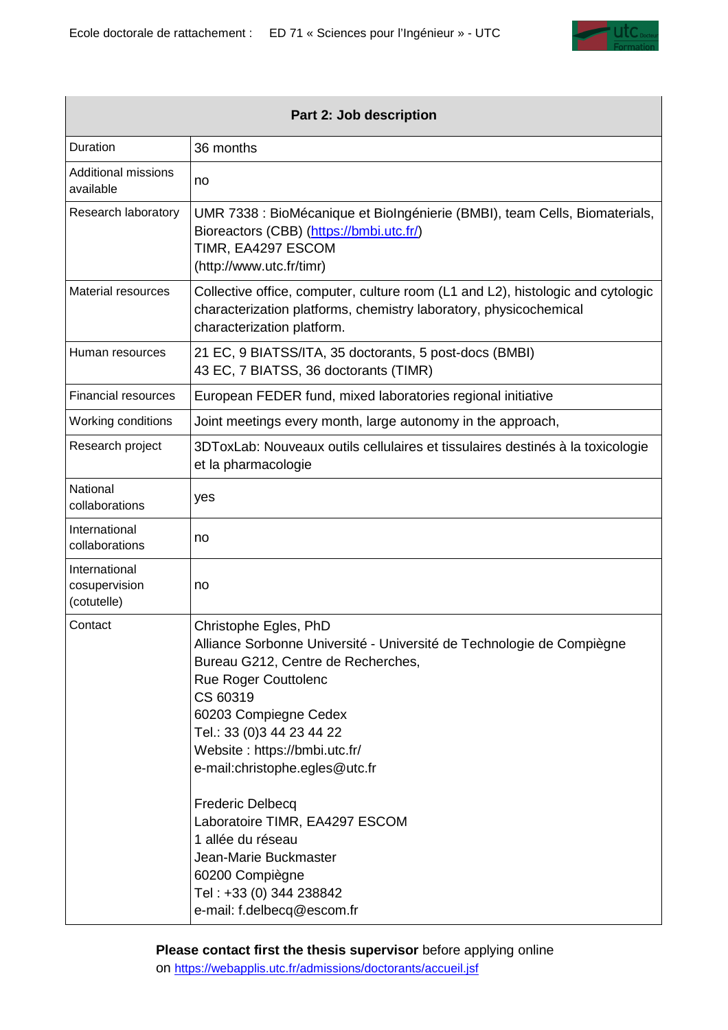Ecole doctorale de rattachement : ED 71 « Sciences pour l'Ingénieur » - UTC

| Part 2: Job description | |
|---|---|
| Duration | 36 months |
| Additional missions available | no |
| Research laboratory | UMR 7338 : BioMécanique et BioIngénierie (BMBI), team Cells, Biomaterials, Bioreactors (CBB) (https://bmbi.utc.fr/)<br>TIMR, EA4297 ESCOM<br>(http://www.utc.fr/timr) |
| Material resources | Collective office, computer, culture room (L1 and L2), histologic and cytologic characterization platforms, chemistry laboratory, physicochemical characterization platform. |
| Human resources | 21 EC, 9 BIATSS/ITA, 35 doctorants, 5 post-docs (BMBI)<br>43 EC, 7 BIATSS, 36 doctorants (TIMR) |
| Financial resources | European FEDER fund, mixed laboratories regional initiative |
| Working conditions | Joint meetings every month, large autonomy in the approach, |
| Research project | 3DToxLab: Nouveaux outils cellulaires et tissulaires destinés à la toxicologie et la pharmacologie |
| National collaborations | yes |
| International collaborations | no |
| International cosupervision (cotutelle) | no |
| Contact | Christophe Egles, PhD<br>Alliance Sorbonne Université - Université de Technologie de Compiègne<br>Bureau G212, Centre de Recherches,<br>Rue Roger Couttolenc<br>CS 60319<br>60203 Compiegne Cedex<br>Tel.: 33 (0)3 44 23 44 22<br>Website : https://bmbi.utc.fr/<br>e-mail:christophe.egles@utc.fr<br><br>Frederic Delbecq<br>Laboratoire TIMR, EA4297 ESCOM<br>1 allée du réseau<br>Jean-Marie Buckmaster<br>60200 Compiègne<br>Tel : +33 (0) 344 238842<br>e-mail: f.delbecq@escom.fr |

**Please contact first the thesis supervisor** before applying online on https://webapplis.utc.fr/admissions/doctorants/accueil.jsf